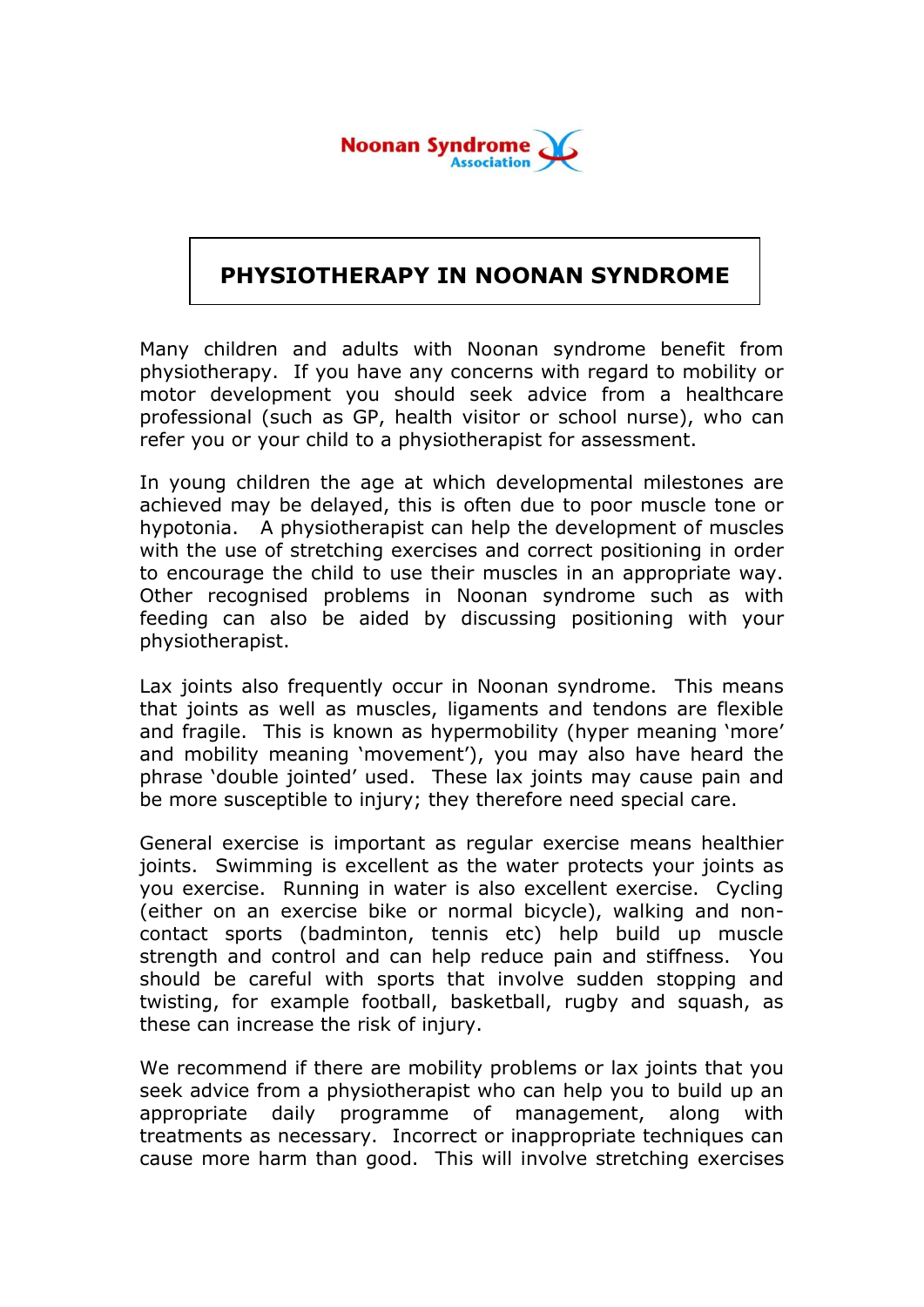Noonan Syndrome Association

# PHYSIOTHERAPY IN NOONAN SYNDROME

Many children and adults with Noonan syndrome benefit from physiotherapy. If you have any concerns with regard to mobility or motor development you should seek advice from a healthcare professional (such as GP, health visitor or school nurse), who can refer you or your child to a physiotherapist for assessment.

In young children the age at which developmental milestones are achieved may be delayed, this is often due to poor muscle tone or hypotonia. A physiotherapist can help the development of muscles with the use of stretching exercises and correct positioning in order to encourage the child to use their muscles in an appropriate way. Other recognised problems in Noonan syndrome such as with feeding can also be aided by discussing positioning with your physiotherapist.

Lax joints also frequently occur in Noonan syndrome. This means that joints as well as muscles, ligaments and tendons are flexible and fragile. This is known as hypermobility (hyper meaning 'more' and mobility meaning 'movement'), you may also have heard the phrase 'double jointed' used. These lax joints may cause pain and be more susceptible to injury; they therefore need special care.

General exercise is important as regular exercise means healthier joints. Swimming is excellent as the water protects your joints as you exercise. Running in water is also excellent exercise. Cycling (either on an exercise bike or normal bicycle), walking and non-contact sports (badminton, tennis etc) help build up muscle strength and control and can help reduce pain and stiffness. You should be careful with sports that involve sudden stopping and twisting, for example football, basketball, rugby and squash, as these can increase the risk of injury.

We recommend if there are mobility problems or lax joints that you seek advice from a physiotherapist who can help you to build up an appropriate daily programme of management, along with treatments as necessary. Incorrect or inappropriate techniques can cause more harm than good. This will involve stretching exercises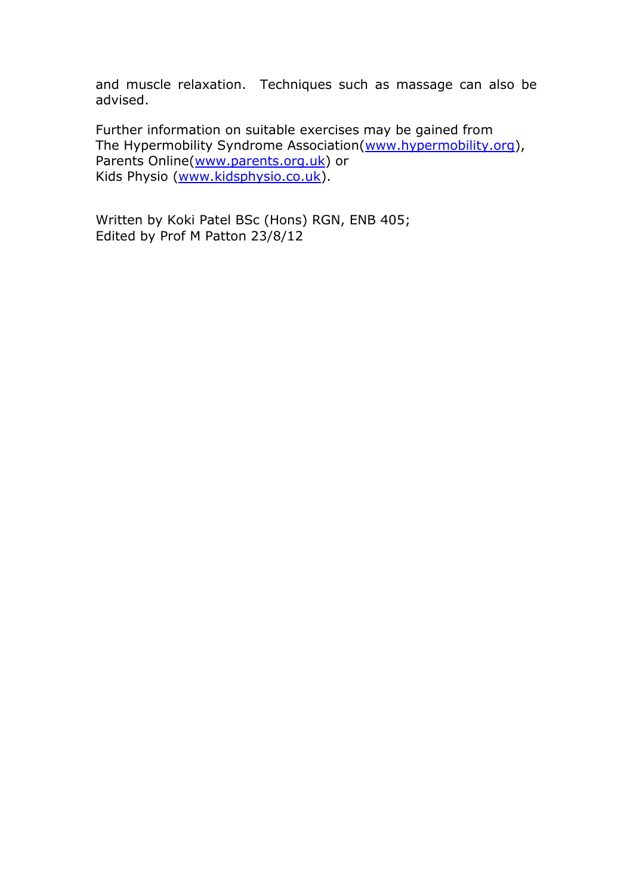and muscle relaxation. Techniques such as massage can also be advised.

Further information on suitable exercises may be gained from
The Hypermobility Syndrome Association(www.hypermobility.org),
Parents Online(www.parents.org.uk) or
Kids Physio (www.kidsphysio.co.uk).

Written by Koki Patel BSc (Hons) RGN, ENB 405;
Edited by Prof M Patton 23/8/12